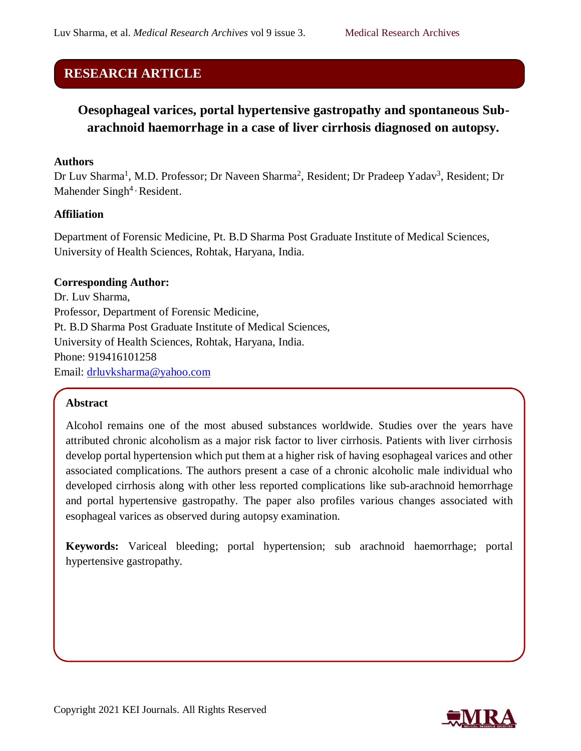**RESEARCH ARTICLE**

# Oesophageal varices, portal hypertensive gastropathy and spontaneous Sub-arachnoid haemorrhage in a case of liver cirrhosis diagnosed on autopsy.

**Authors**

Dr Luv Sharma[1], M.D. Professor; Dr Naveen Sharma[2], Resident; Dr Pradeep Yadav[3], Resident; Dr Mahender Singh[4], Resident.

**Affiliation**

Department of Forensic Medicine, Pt. B.D Sharma Post Graduate Institute of Medical Sciences, University of Health Sciences, Rohtak, Haryana, India.

**Corresponding Author:**

Dr. Luv Sharma,
Professor, Department of Forensic Medicine,
Pt. B.D Sharma Post Graduate Institute of Medical Sciences,
University of Health Sciences, Rohtak, Haryana, India.
Phone: 919416101258
Email: drluvksharma@yahoo.com

**Abstract**

Alcohol remains one of the most abused substances worldwide. Studies over the years have attributed chronic alcoholism as a major risk factor to liver cirrhosis. Patients with liver cirrhosis develop portal hypertension which put them at a higher risk of having esophageal varices and other associated complications. The authors present a case of a chronic alcoholic male individual who developed cirrhosis along with other less reported complications like sub-arachnoid hemorrhage and portal hypertensive gastropathy. The paper also profiles various changes associated with esophageal varices as observed during autopsy examination.

**Keywords:** Variceal bleeding; portal hypertension; sub arachnoid haemorrhage; portal hypertensive gastropathy.

Copyright 2021 KEI Journals. All Rights Reserved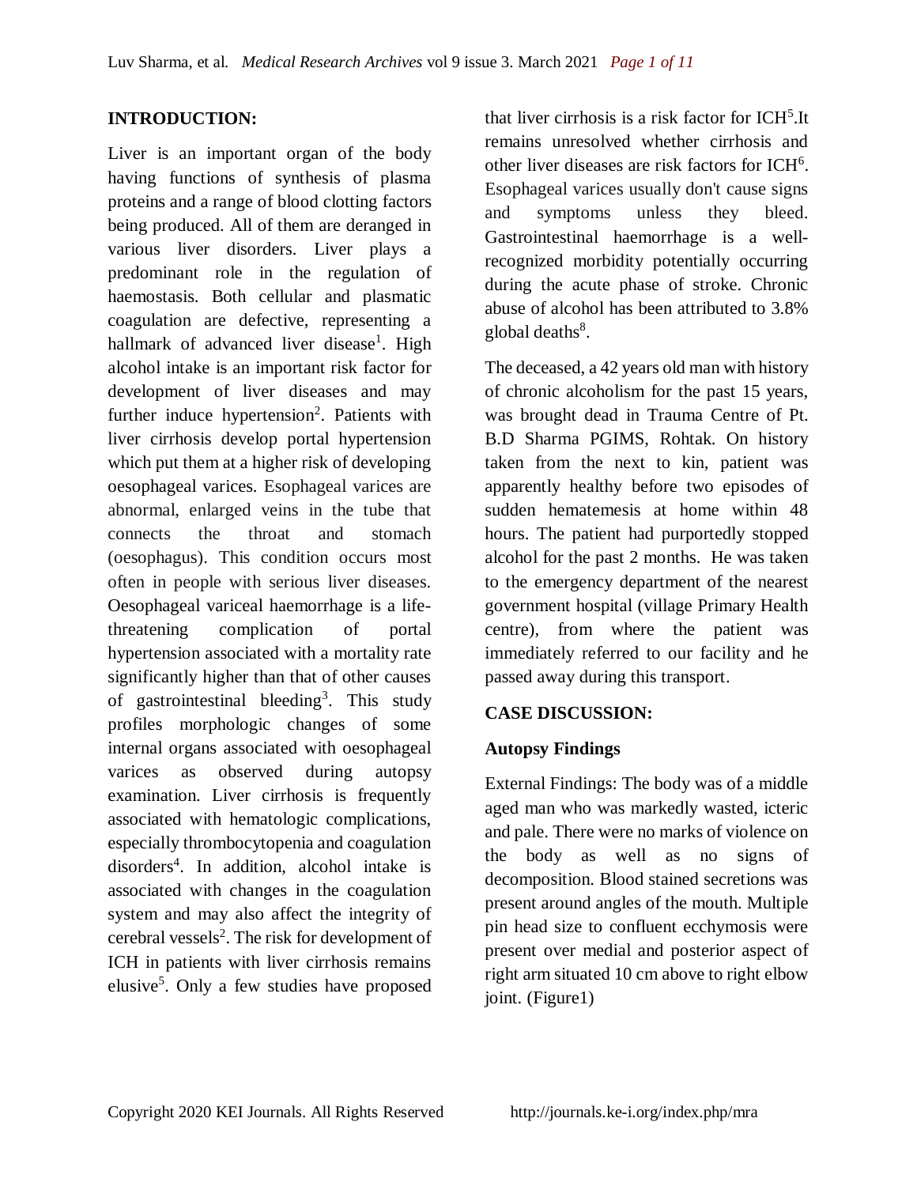## INTRODUCTION:

Liver is an important organ of the body having functions of synthesis of plasma proteins and a range of blood clotting factors being produced. All of them are deranged in various liver disorders. Liver plays a predominant role in the regulation of haemostasis. Both cellular and plasmatic coagulation are defective, representing a hallmark of advanced liver disease[1]. High alcohol intake is an important risk factor for development of liver diseases and may further induce hypertension[2]. Patients with liver cirrhosis develop portal hypertension which put them at a higher risk of developing oesophageal varices. Esophageal varices are abnormal, enlarged veins in the tube that connects the throat and stomach (oesophagus). This condition occurs most often in people with serious liver diseases. Oesophageal variceal haemorrhage is a life-threatening complication of portal hypertension associated with a mortality rate significantly higher than that of other causes of gastrointestinal bleeding[3]. This study profiles morphologic changes of some internal organs associated with oesophageal varices as observed during autopsy examination. Liver cirrhosis is frequently associated with hematologic complications, especially thrombocytopenia and coagulation disorders[4]. In addition, alcohol intake is associated with changes in the coagulation system and may also affect the integrity of cerebral vessels[2]. The risk for development of ICH in patients with liver cirrhosis remains elusive[5]. Only a few studies have proposed that liver cirrhosis is a risk factor for ICH[5].It remains unresolved whether cirrhosis and other liver diseases are risk factors for ICH[6]. Esophageal varices usually don't cause signs and symptoms unless they bleed. Gastrointestinal haemorrhage is a well-recognized morbidity potentially occurring during the acute phase of stroke. Chronic abuse of alcohol has been attributed to 3.8% global deaths[8].

The deceased, a 42 years old man with history of chronic alcoholism for the past 15 years, was brought dead in Trauma Centre of Pt. B.D Sharma PGIMS, Rohtak. On history taken from the next to kin, patient was apparently healthy before two episodes of sudden hematemesis at home within 48 hours. The patient had purportedly stopped alcohol for the past 2 months. He was taken to the emergency department of the nearest government hospital (village Primary Health centre), from where the patient was immediately referred to our facility and he passed away during this transport.

## CASE DISCUSSION:

### Autopsy Findings

External Findings: The body was of a middle aged man who was markedly wasted, icteric and pale. There were no marks of violence on the body as well as no signs of decomposition. Blood stained secretions was present around angles of the mouth. Multiple pin head size to confluent ecchymosis were present over medial and posterior aspect of right arm situated 10 cm above to right elbow joint. (Figure1)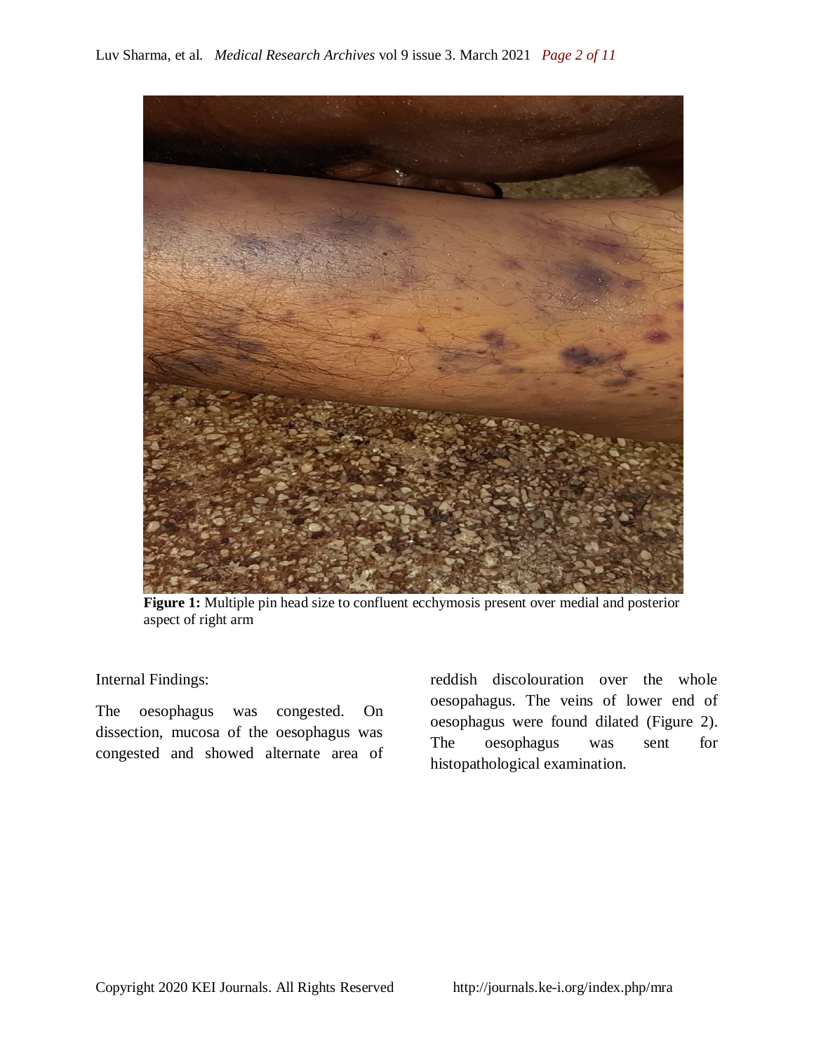**Figure 1:** Multiple pin head size to confluent ecchymosis present over medial and posterior aspect of right arm

Internal Findings:

The oesophagus was congested. On dissection, mucosa of the oesophagus was congested and showed alternate area of reddish discolouration over the whole oesopahagus. The veins of lower end of oesophagus were found dilated (Figure 2). The oesophagus was sent for histopathological examination.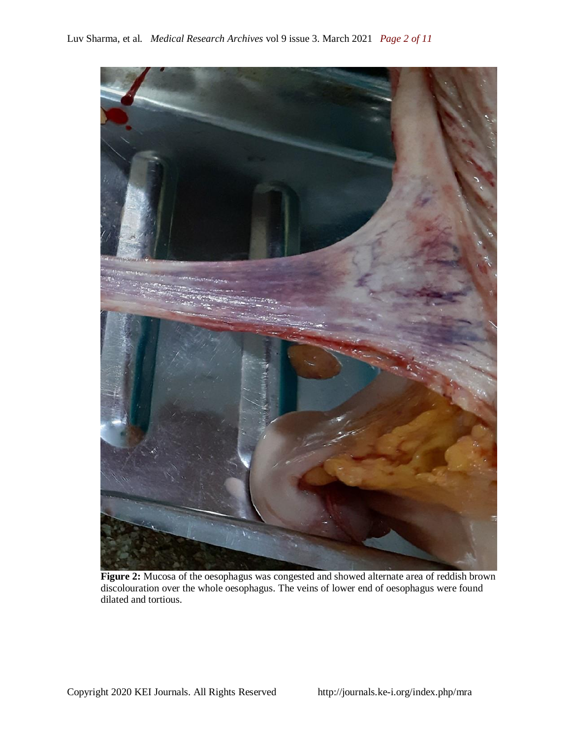**Figure 2:** Mucosa of the oesophagus was congested and showed alternate area of reddish brown discolouration over the whole oesophagus. The veins of lower end of oesophagus were found dilated and tortious.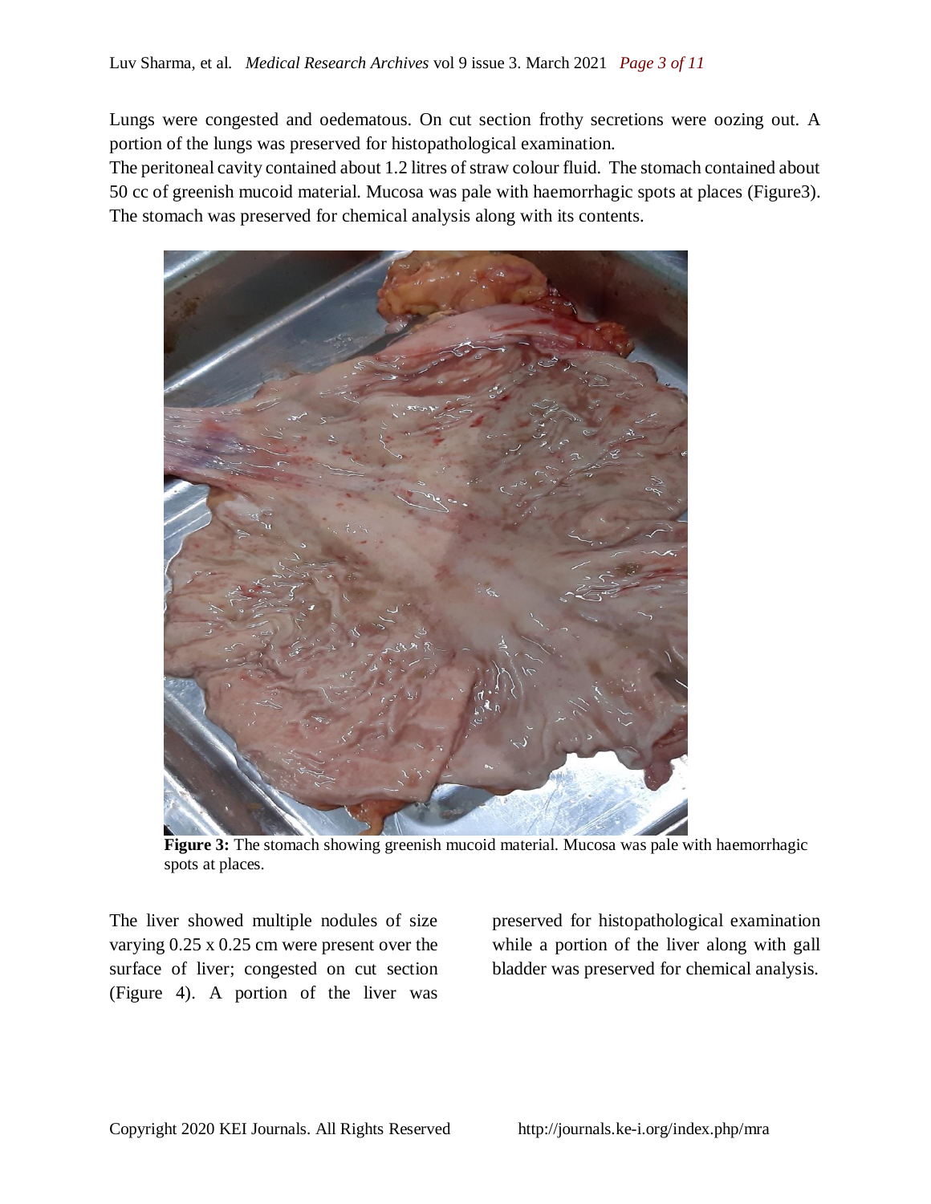Lungs were congested and oedematous. On cut section frothy secretions were oozing out. A portion of the lungs was preserved for histopathological examination.

The peritoneal cavity contained about 1.2 litres of straw colour fluid. The stomach contained about 50 cc of greenish mucoid material. Mucosa was pale with haemorrhagic spots at places (Figure3). The stomach was preserved for chemical analysis along with its contents.

**Figure 3:** The stomach showing greenish mucoid material. Mucosa was pale with haemorrhagic spots at places.

The liver showed multiple nodules of size varying 0.25 x 0.25 cm were present over the surface of liver; congested on cut section (Figure 4). A portion of the liver was preserved for histopathological examination while a portion of the liver along with gall bladder was preserved for chemical analysis.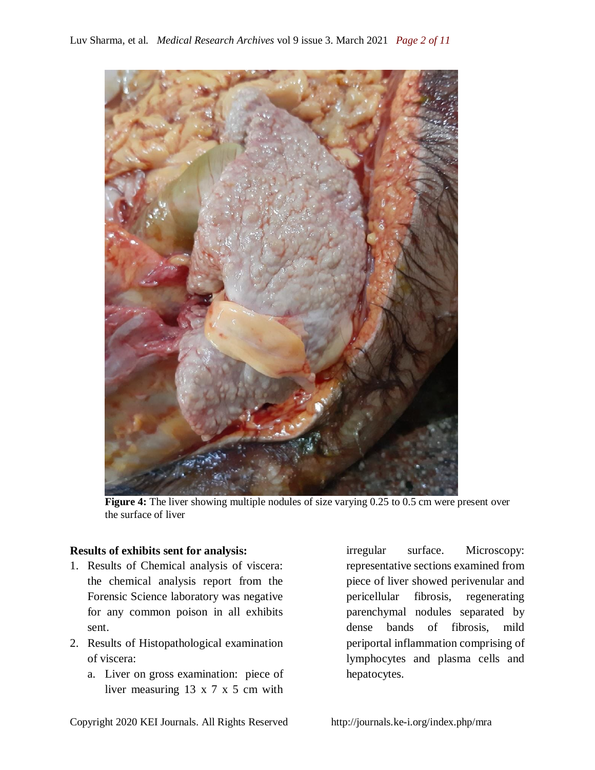**Figure 4:** The liver showing multiple nodules of size varying 0.25 to 0.5 cm were present over the surface of liver

**Results of exhibits sent for analysis:**

1. Results of Chemical analysis of viscera: the chemical analysis report from the Forensic Science laboratory was negative for any common poison in all exhibits sent.
2. Results of Histopathological examination of viscera:
   a. Liver on gross examination: piece of liver measuring 13 x 7 x 5 cm with irregular surface. Microscopy: representative sections examined from piece of liver showed perivenular and pericellular fibrosis, regenerating parenchymal nodules separated by dense bands of fibrosis, mild periportal inflammation comprising of lymphocytes and plasma cells and hepatocytes.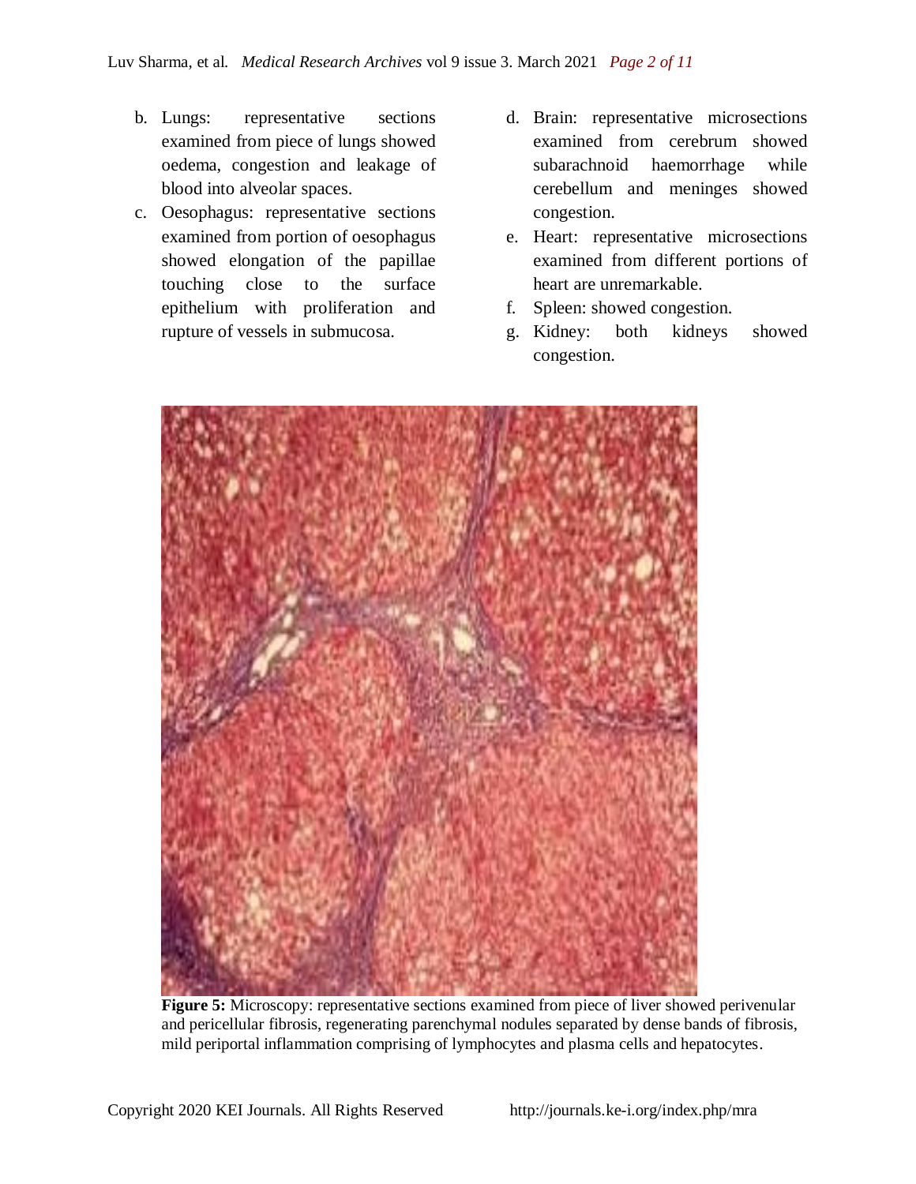b. Lungs: representative sections examined from piece of lungs showed oedema, congestion and leakage of blood into alveolar spaces.
c. Oesophagus: representative sections examined from portion of oesophagus showed elongation of the papillae touching close to the surface epithelium with proliferation and rupture of vessels in submucosa.
d. Brain: representative microsections examined from cerebrum showed subarachnoid haemorrhage while cerebellum and meninges showed congestion.
e. Heart: representative microsections examined from different portions of heart are unremarkable.
f. Spleen: showed congestion.
g. Kidney: both kidneys showed congestion.

**Figure 5:** Microscopy: representative sections examined from piece of liver showed perivenular and pericellular fibrosis, regenerating parenchymal nodules separated by dense bands of fibrosis, mild periportal inflammation comprising of lymphocytes and plasma cells and hepatocytes.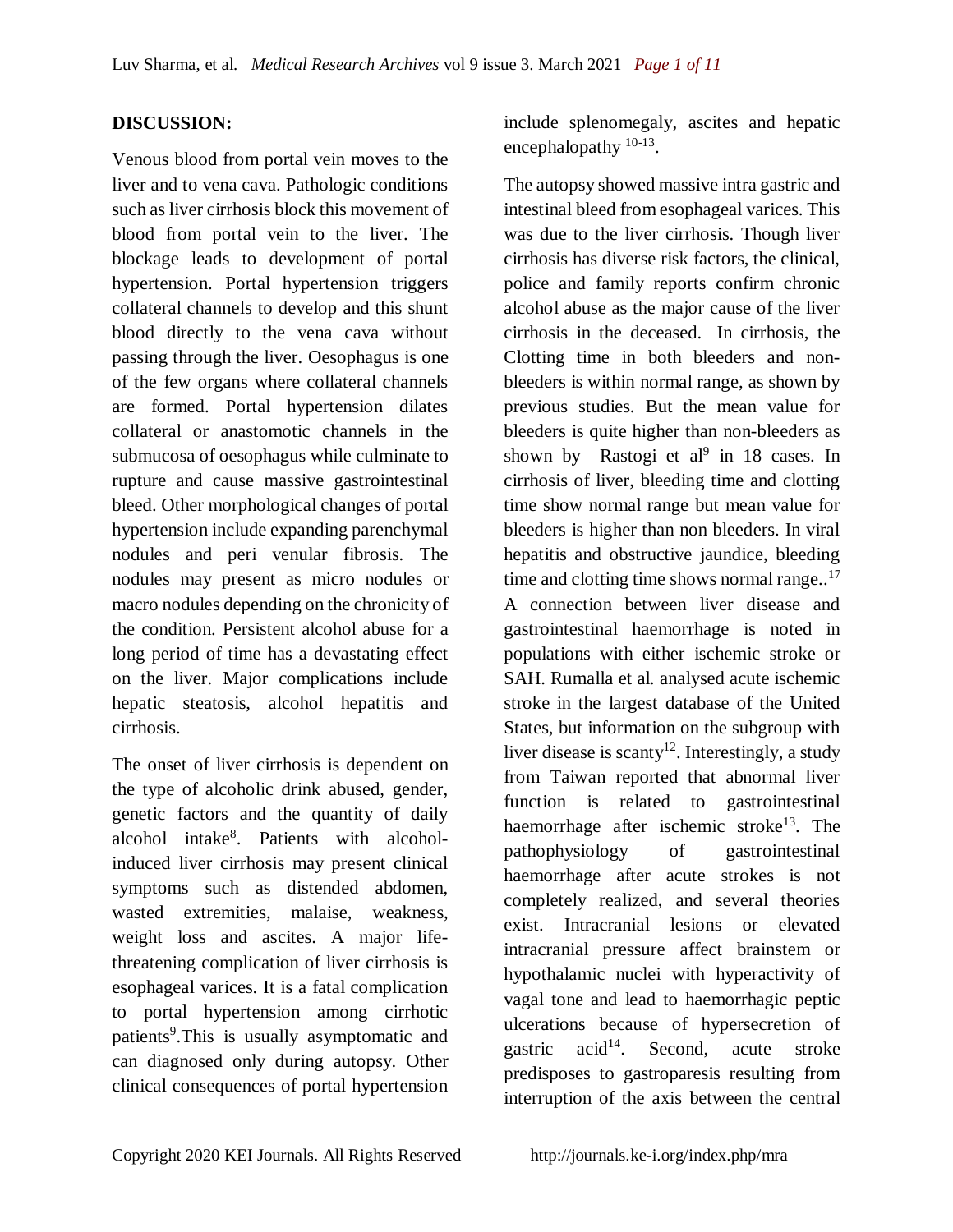**DISCUSSION:**

Venous blood from portal vein moves to the liver and to vena cava. Pathologic conditions such as liver cirrhosis block this movement of blood from portal vein to the liver. The blockage leads to development of portal hypertension. Portal hypertension triggers collateral channels to develop and this shunt blood directly to the vena cava without passing through the liver. Oesophagus is one of the few organs where collateral channels are formed. Portal hypertension dilates collateral or anastomotic channels in the submucosa of oesophagus while culminate to rupture and cause massive gastrointestinal bleed. Other morphological changes of portal hypertension include expanding parenchymal nodules and peri venular fibrosis. The nodules may present as micro nodules or macro nodules depending on the chronicity of the condition. Persistent alcohol abuse for a long period of time has a devastating effect on the liver. Major complications include hepatic steatosis, alcohol hepatitis and cirrhosis.

The onset of liver cirrhosis is dependent on the type of alcoholic drink abused, gender, genetic factors and the quantity of daily alcohol intake[8]. Patients with alcohol-induced liver cirrhosis may present clinical symptoms such as distended abdomen, wasted extremities, malaise, weakness, weight loss and ascites. A major life-threatening complication of liver cirrhosis is esophageal varices. It is a fatal complication to portal hypertension among cirrhotic patients[9].This is usually asymptomatic and can diagnosed only during autopsy. Other clinical consequences of portal hypertension include splenomegaly, ascites and hepatic encephalopathy [10-13].

The autopsy showed massive intra gastric and intestinal bleed from esophageal varices. This was due to the liver cirrhosis. Though liver cirrhosis has diverse risk factors, the clinical, police and family reports confirm chronic alcohol abuse as the major cause of the liver cirrhosis in the deceased. In cirrhosis, the Clotting time in both bleeders and non-bleeders is within normal range, as shown by previous studies. But the mean value for bleeders is quite higher than non-bleeders as shown by Rastogi et al[9] in 18 cases. In cirrhosis of liver, bleeding time and clotting time show normal range but mean value for bleeders is higher than non bleeders. In viral hepatitis and obstructive jaundice, bleeding time and clotting time shows normal range..[17] A connection between liver disease and gastrointestinal haemorrhage is noted in populations with either ischemic stroke or SAH. Rumalla et al. analysed acute ischemic stroke in the largest database of the United States, but information on the subgroup with liver disease is scanty[12]. Interestingly, a study from Taiwan reported that abnormal liver function is related to gastrointestinal haemorrhage after ischemic stroke[13]. The pathophysiology of gastrointestinal haemorrhage after acute strokes is not completely realized, and several theories exist. Intracranial lesions or elevated intracranial pressure affect brainstem or hypothalamic nuclei with hyperactivity of vagal tone and lead to haemorrhagic peptic ulcerations because of hypersecretion of gastric acid[14]. Second, acute stroke predisposes to gastroparesis resulting from interruption of the axis between the central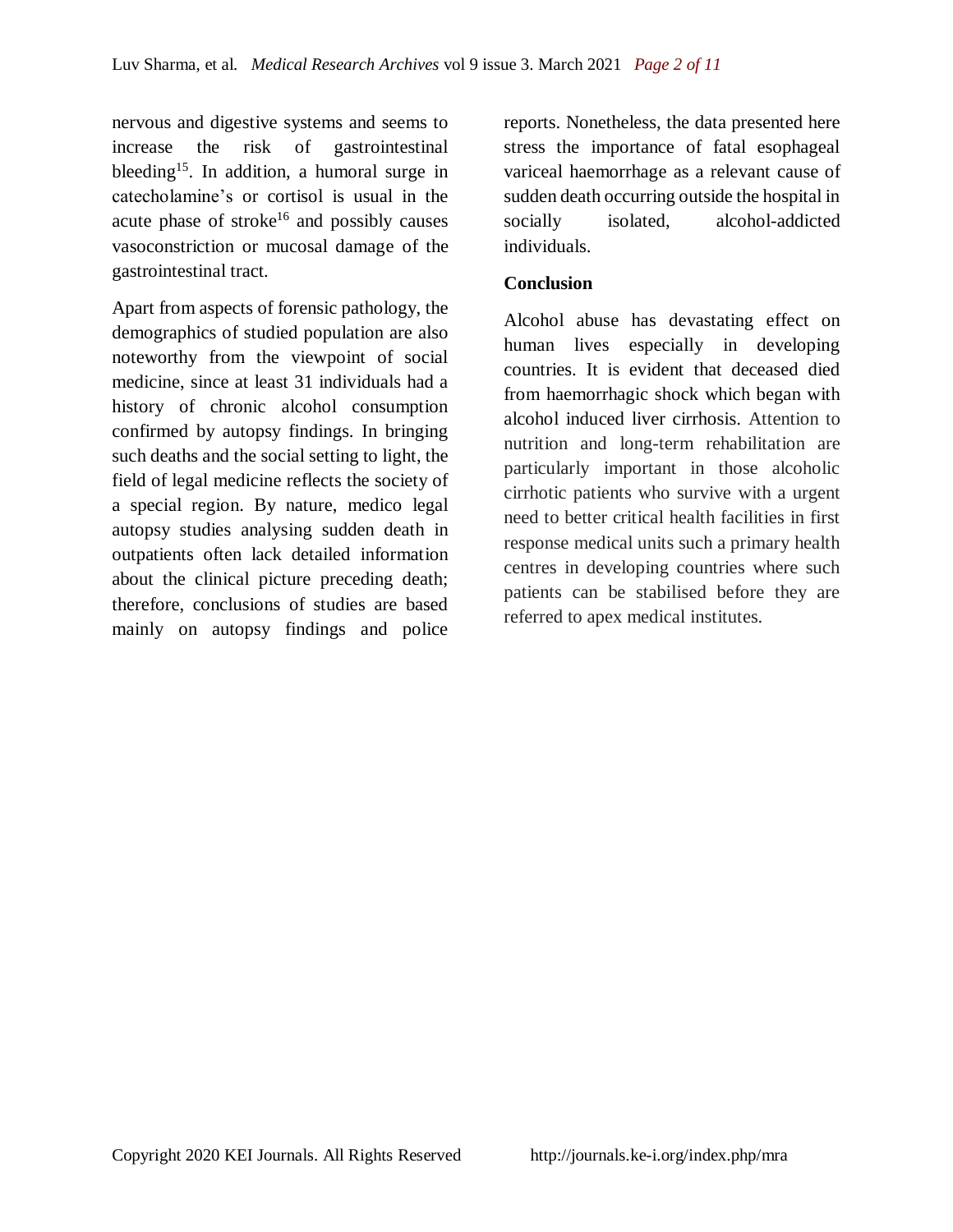nervous and digestive systems and seems to increase the risk of gastrointestinal bleeding[15]. In addition, a humoral surge in catecholamine's or cortisol is usual in the acute phase of stroke[16] and possibly causes vasoconstriction or mucosal damage of the gastrointestinal tract.

Apart from aspects of forensic pathology, the demographics of studied population are also noteworthy from the viewpoint of social medicine, since at least 31 individuals had a history of chronic alcohol consumption confirmed by autopsy findings. In bringing such deaths and the social setting to light, the field of legal medicine reflects the society of a special region. By nature, medico legal autopsy studies analysing sudden death in outpatients often lack detailed information about the clinical picture preceding death; therefore, conclusions of studies are based mainly on autopsy findings and police reports. Nonetheless, the data presented here stress the importance of fatal esophageal variceal haemorrhage as a relevant cause of sudden death occurring outside the hospital in socially isolated, alcohol-addicted individuals.

## Conclusion

Alcohol abuse has devastating effect on human lives especially in developing countries. It is evident that deceased died from haemorrhagic shock which began with alcohol induced liver cirrhosis. Attention to nutrition and long-term rehabilitation are particularly important in those alcoholic cirrhotic patients who survive with a urgent need to better critical health facilities in first response medical units such a primary health centres in developing countries where such patients can be stabilised before they are referred to apex medical institutes.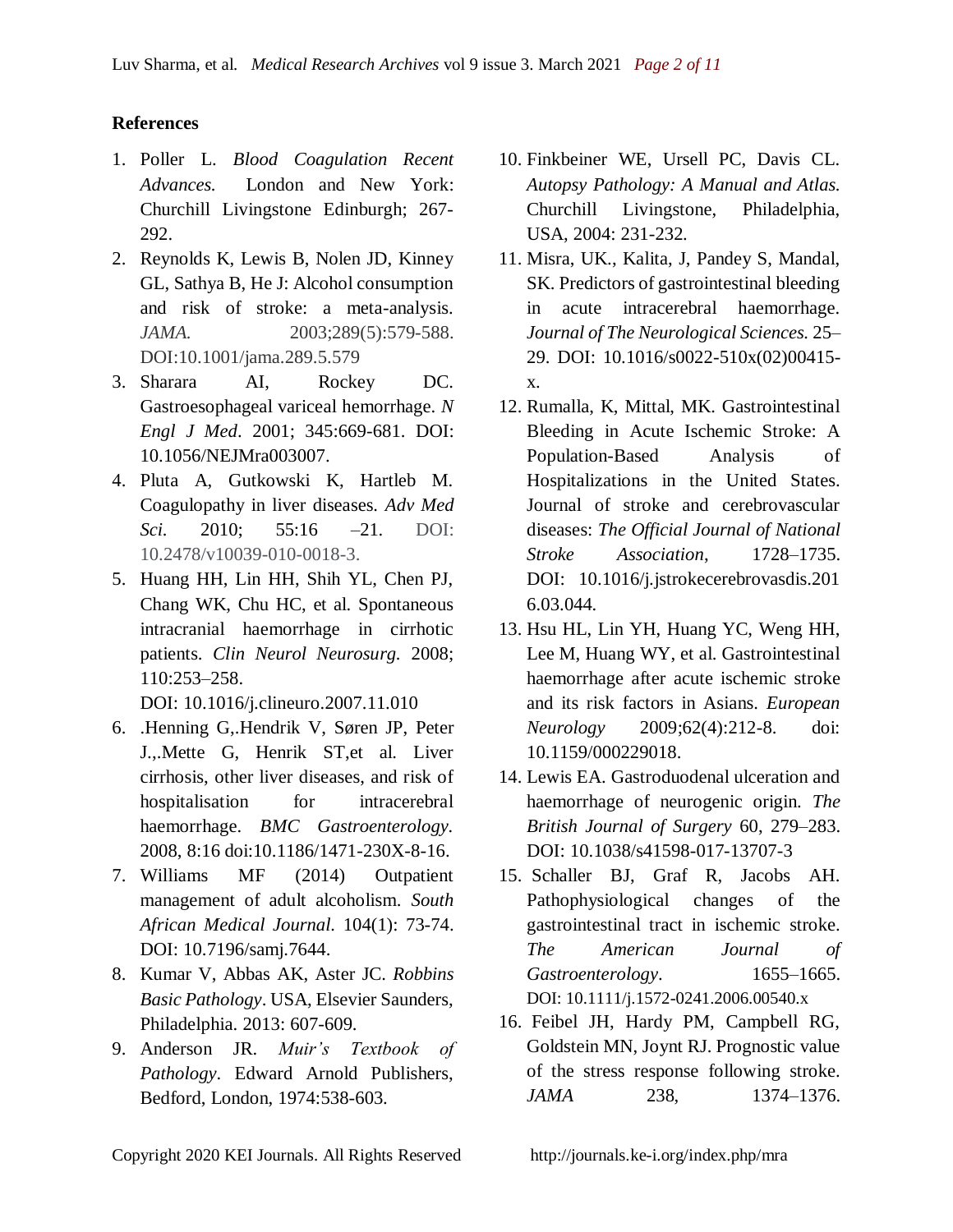## References

1. Poller L. *Blood Coagulation Recent Advances.* London and New York: Churchill Livingstone Edinburgh; 267-292.
2. Reynolds K, Lewis B, Nolen JD, Kinney GL, Sathya B, He J: Alcohol consumption and risk of stroke: a meta-analysis. *JAMA.* 2003;289(5):579-588. DOI:10.1001/jama.289.5.579
3. Sharara AI, Rockey DC. Gastroesophageal variceal hemorrhage. *N Engl J Med*. 2001; 345:669-681. DOI: 10.1056/NEJMra003007.
4. Pluta A, Gutkowski K, Hartleb M. Coagulopathy in liver diseases. *Adv Med Sci.* 2010; 55:16 –21. DOI: 10.2478/v10039-010-0018-3.
5. Huang HH, Lin HH, Shih YL, Chen PJ, Chang WK, Chu HC, et al. Spontaneous intracranial haemorrhage in cirrhotic patients. *Clin Neurol Neurosurg.* 2008; 110:253–258.
   DOI: 10.1016/j.clineuro.2007.11.010
6. .Henning G,.Hendrik V, Søren JP, Peter J.,.Mette G, Henrik ST,et al. Liver cirrhosis, other liver diseases, and risk of hospitalisation for intracerebral haemorrhage. *BMC Gastroenterology.* 2008, 8:16 doi:10.1186/1471-230X-8-16.
7. Williams MF (2014) Outpatient management of adult alcoholism. *South African Medical Journal.* 104(1): 73-74. DOI: 10.7196/samj.7644.
8. Kumar V, Abbas AK, Aster JC. *Robbins Basic Pathology*. USA, Elsevier Saunders, Philadelphia. 2013: 607-609.
9. Anderson JR. *Muir's Textbook of Pathology*. Edward Arnold Publishers, Bedford, London, 1974:538-603.
10. Finkbeiner WE, Ursell PC, Davis CL. *Autopsy Pathology: A Manual and Atlas.* Churchill Livingstone, Philadelphia, USA, 2004: 231-232.
11. Misra, UK., Kalita, J, Pandey S, Mandal, SK. Predictors of gastrointestinal bleeding in acute intracerebral haemorrhage. *Journal of The Neurological Sciences.* 25–29. DOI: 10.1016/s0022-510x(02)00415-x.
12. Rumalla, K, Mittal, MK. Gastrointestinal Bleeding in Acute Ischemic Stroke: A Population-Based Analysis of Hospitalizations in the United States. Journal of stroke and cerebrovascular diseases: *The Official Journal of National Stroke Association*, 1728–1735. DOI: 10.1016/j.jstrokecerebrovasdis.2016.03.044.
13. Hsu HL, Lin YH, Huang YC, Weng HH, Lee M, Huang WY, et al. Gastrointestinal haemorrhage after acute ischemic stroke and its risk factors in Asians. *European Neurology* 2009;62(4):212-8. doi: 10.1159/000229018.
14. Lewis EA. Gastroduodenal ulceration and haemorrhage of neurogenic origin. *The British Journal of Surgery* 60, 279–283. DOI: 10.1038/s41598-017-13707-3
15. Schaller BJ, Graf R, Jacobs AH. Pathophysiological changes of the gastrointestinal tract in ischemic stroke. *The American Journal of Gastroenterology*. 1655–1665. DOI: 10.1111/j.1572-0241.2006.00540.x
16. Feibel JH, Hardy PM, Campbell RG, Goldstein MN, Joynt RJ. Prognostic value of the stress response following stroke. *JAMA* 238, 1374–1376.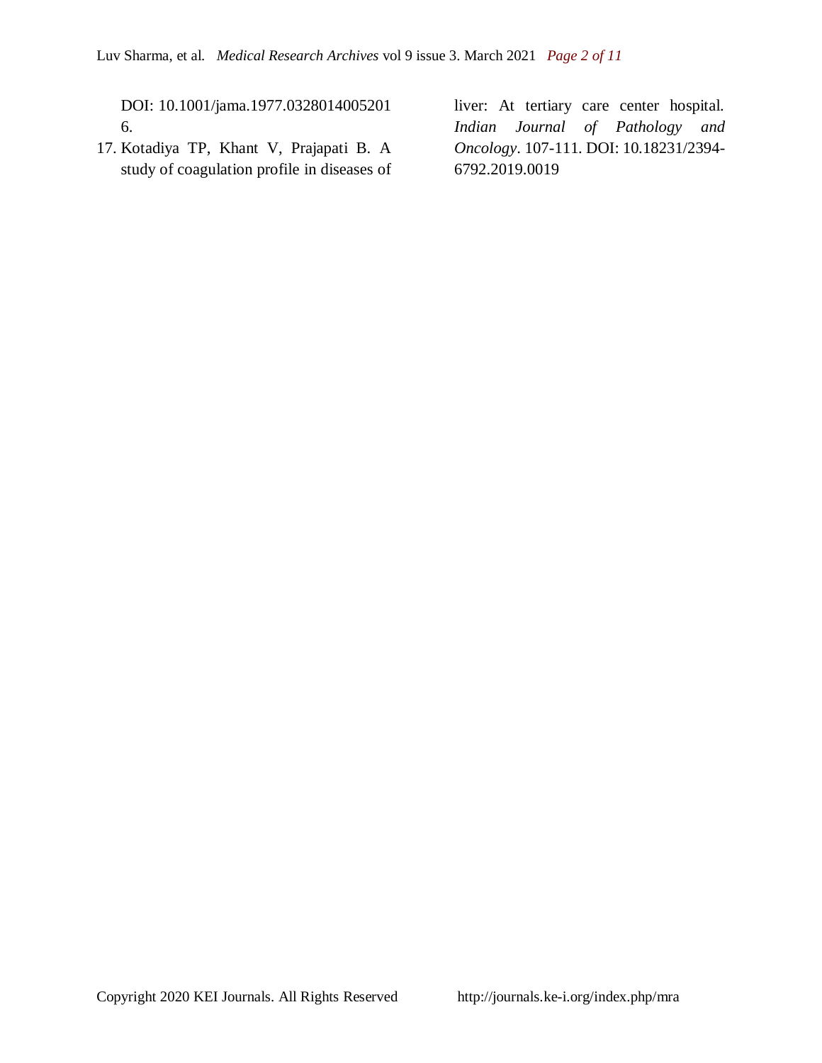DOI: 10.1001/jama.1977.03280140052016.

17. Kotadiya TP, Khant V, Prajapati B. A study of coagulation profile in diseases of liver: At tertiary care center hospital. *Indian Journal of Pathology and Oncology*. 107-111. DOI: 10.18231/2394-6792.2019.0019